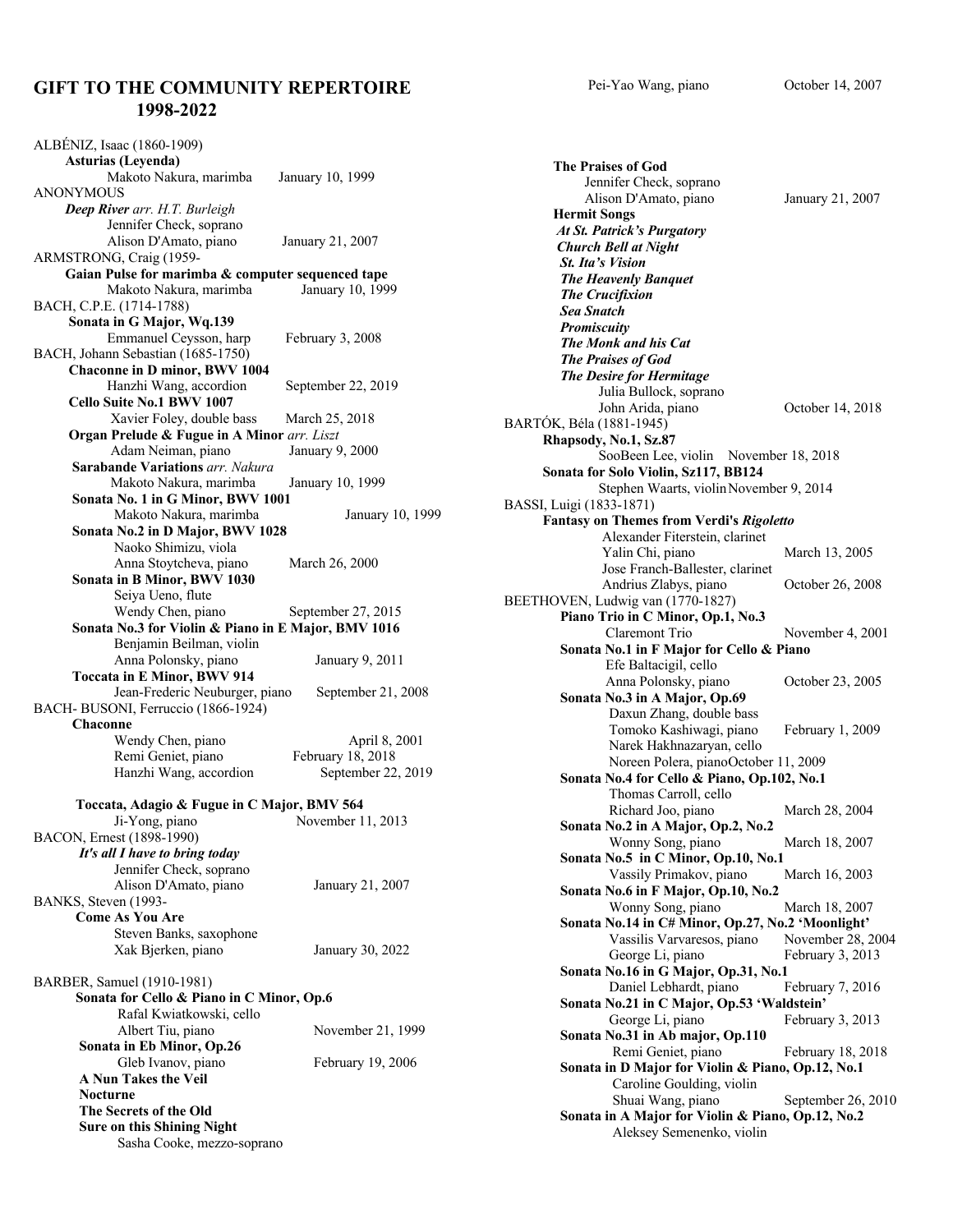# GIFT TO THE COMMUNITY REPERTOIRE 1998-2022

ALBÉNIZ, Isaac (1860-1909)

**Asturias (Leyenda)**
Makoto Nakura, marimba January 10, 1999

ANONYMOUS

***Deep River*** *arr. H.T. Burleigh*
Jennifer Check, soprano
Alison D'Amato, piano January 21, 2007

ARMSTRONG, Craig (1959-

**Gaian Pulse for marimba & computer sequenced tape**
Makoto Nakura, marimba January 10, 1999

BACH, C.P.E. (1714-1788)

**Sonata in G Major, Wq.139**
Emmanuel Ceysson, harp February 3, 2008

BACH, Johann Sebastian (1685-1750)

**Chaconne in D minor, BWV 1004**
Hanzhi Wang, accordion September 22, 2019

**Cello Suite No.1 BWV 1007**
Xavier Foley, double bass March 25, 2018

**Organ Prelude & Fugue in A Minor** *arr. Liszt*
Adam Neiman, piano January 9, 2000

**Sarabande Variations** *arr. Nakura*
Makoto Nakura, marimba January 10, 1999

**Sonata No. 1 in G Minor, BWV 1001**
Makoto Nakura, marimba January 10, 1999

**Sonata No.2 in D Major, BWV 1028**
Naoko Shimizu, viola
Anna Stoytcheva, piano March 26, 2000

**Sonata in B Minor, BWV 1030**
Seiya Ueno, flute
Wendy Chen, piano September 27, 2015

**Sonata No.3 for Violin & Piano in E Major, BMV 1016**
Benjamin Beilman, violin
Anna Polonsky, piano January 9, 2011

**Toccata in E Minor, BWV 914**
Jean-Frederic Neuburger, piano September 21, 2008

BACH- BUSONI, Ferruccio (1866-1924)

**Chaconne**
Wendy Chen, piano April 8, 2001
Remi Geniet, piano February 18, 2018
Hanzhi Wang, accordion September 22, 2019

**Toccata, Adagio & Fugue in C Major, BMV 564**
Ji-Yong, piano November 11, 2013

BACON, Ernest (1898-1990)

***It's all I have to bring today***
Jennifer Check, soprano
Alison D'Amato, piano January 21, 2007

BANKS, Steven (1993-

**Come As You Are**
Steven Banks, saxophone
Xak Bjerken, piano January 30, 2022

BARBER, Samuel (1910-1981)

**Sonata for Cello & Piano in C Minor, Op.6**
Rafal Kwiatkowski, cello
Albert Tiu, piano November 21, 1999

**Sonata in Eb Minor, Op.26**
Gleb Ivanov, piano February 19, 2006

**A Nun Takes the Veil**
**Nocturne**
**The Secrets of the Old**
**Sure on this Shining Night**
Sasha Cooke, mezzo-soprano
Pei-Yao Wang, piano October 14, 2007

**The Praises of God**
Jennifer Check, soprano
Alison D'Amato, piano January 21, 2007

**Hermit Songs**
***At St. Patrick's Purgatory***
***Church Bell at Night***
***St. Ita's Vision***
***The Heavenly Banquet***
***The Crucifixion***
***Sea Snatch***
***Promiscuity***
***The Monk and his Cat***
***The Praises of God***
***The Desire for Hermitage***
Julia Bullock, soprano
John Arida, piano October 14, 2018

BARTÓK, Béla (1881-1945)

**Rhapsody, No.1, Sz.87**
SooBeen Lee, violin November 18, 2018

**Sonata for Solo Violin, Sz117, BB124**
Stephen Waarts, violin November 9, 2014

BASSI, Luigi (1833-1871)

**Fantasy on Themes from Verdi's *Rigoletto***
Alexander Fiterstein, clarinet
Yalin Chi, piano March 13, 2005
Jose Franch-Ballester, clarinet
Andrius Zlabys, piano October 26, 2008

BEETHOVEN, Ludwig van (1770-1827)

**Piano Trio in C Minor, Op.1, No.3**
Claremont Trio November 4, 2001

**Sonata No.1 in F Major for Cello & Piano**
Efe Baltacigil, cello
Anna Polonsky, piano October 23, 2005

**Sonata No.3 in A Major, Op.69**
Daxun Zhang, double bass
Tomoko Kashiwagi, piano February 1, 2009
Narek Hakhnazaryan, cello
Noreen Polera, piano October 11, 2009

**Sonata No.4 for Cello & Piano, Op.102, No.1**
Thomas Carroll, cello
Richard Joo, piano March 28, 2004

**Sonata No.2 in A Major, Op.2, No.2**
Wonny Song, piano March 18, 2007

**Sonata No.5 in C Minor, Op.10, No.1**
Vassily Primakov, piano March 16, 2003

**Sonata No.6 in F Major, Op.10, No.2**
Wonny Song, piano March 18, 2007

**Sonata No.14 in C# Minor, Op.27, No.2 'Moonlight'**
Vassilis Varvaresos, piano November 28, 2004
George Li, piano February 3, 2013

**Sonata No.16 in G Major, Op.31, No.1**
Daniel Lebhardt, piano February 7, 2016

**Sonata No.21 in C Major, Op.53 'Waldstein'**
George Li, piano February 3, 2013

**Sonata No.31 in Ab major, Op.110**
Remi Geniet, piano February 18, 2018

**Sonata in D Major for Violin & Piano, Op.12, No.1**
Caroline Goulding, violin
Shuai Wang, piano September 26, 2010

**Sonata in A Major for Violin & Piano, Op.12, No.2**
Aleksey Semenenko, violin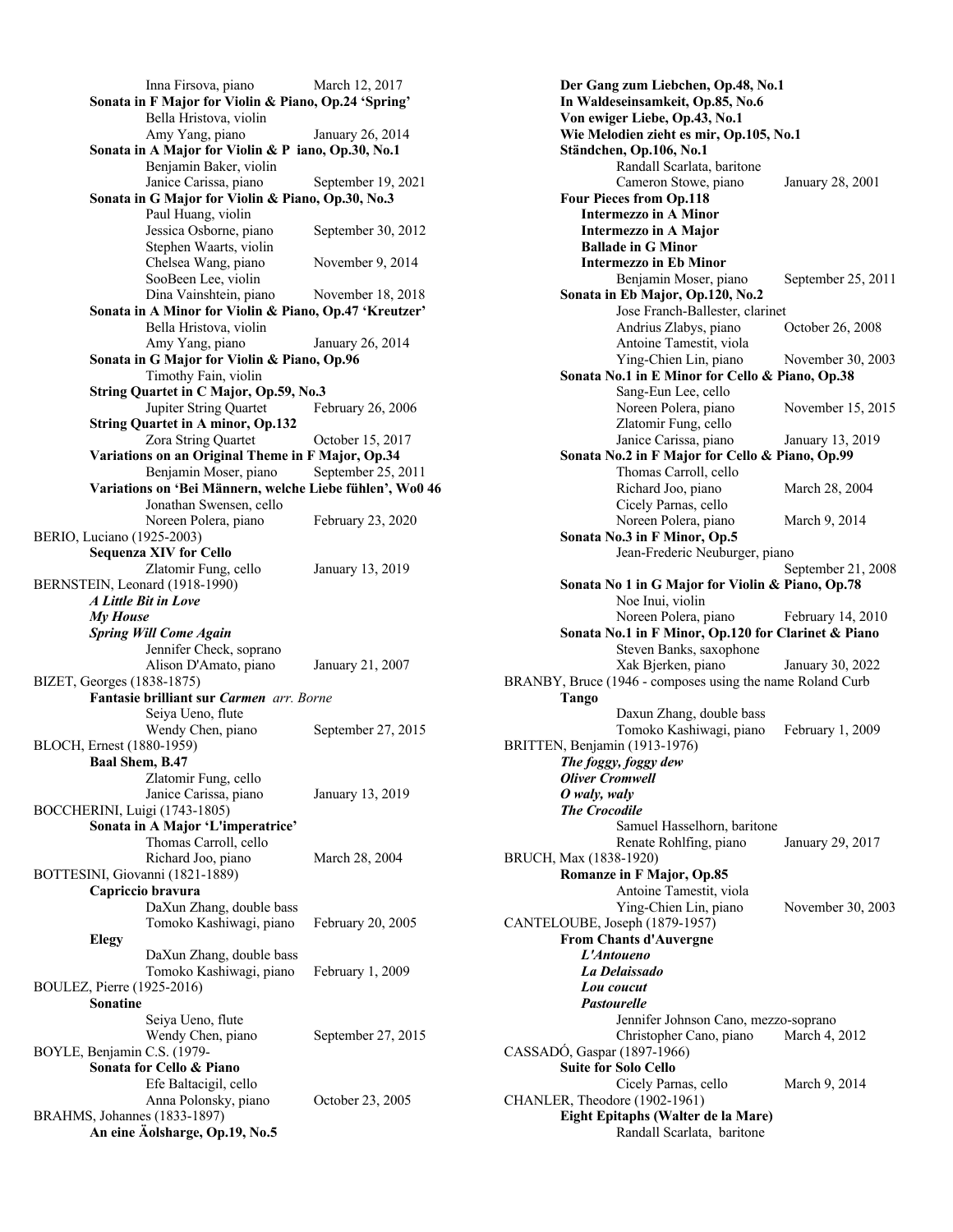Inna Firsova, piano March 12, 2017

**Sonata in F Major for Violin & Piano, Op.24 'Spring'**

Bella Hristova, violin
Amy Yang, piano January 26, 2014

**Sonata in A Major for Violin & P iano, Op.30, No.1**

Benjamin Baker, violin
Janice Carissa, piano September 19, 2021

**Sonata in G Major for Violin & Piano, Op.30, No.3**

Paul Huang, violin
Jessica Osborne, piano September 30, 2012
Stephen Waarts, violin
Chelsea Wang, piano November 9, 2014
SooBeen Lee, violin
Dina Vainshtein, piano November 18, 2018

**Sonata in A Minor for Violin & Piano, Op.47 'Kreutzer'**

Bella Hristova, violin
Amy Yang, piano January 26, 2014

**Sonata in G Major for Violin & Piano, Op.96**

Timothy Fain, violin

**String Quartet in C Major, Op.59, No.3**

Jupiter String Quartet February 26, 2006

**String Quartet in A minor, Op.132**

Zora String Quartet October 15, 2017

**Variations on an Original Theme in F Major, Op.34**

Benjamin Moser, piano September 25, 2011

**Variations on 'Bei Männern, welche Liebe fühlen', Wo0 46**

Jonathan Swensen, cello
Noreen Polera, piano February 23, 2020

BERIO, Luciano (1925-2003)

**Sequenza XIV for Cello**

Zlatomir Fung, cello January 13, 2019

BERNSTEIN, Leonard (1918-1990)

***A Little Bit in Love***
***My House***
***Spring Will Come Again***

Jennifer Check, soprano
Alison D'Amato, piano January 21, 2007

BIZET, Georges (1838-1875)

**Fantasie brilliant sur *Carmen*** *arr. Borne*

Seiya Ueno, flute
Wendy Chen, piano September 27, 2015

BLOCH, Ernest (1880-1959)

**Baal Shem, B.47**

Zlatomir Fung, cello
Janice Carissa, piano January 13, 2019

BOCCHERINI, Luigi (1743-1805)

**Sonata in A Major 'L'imperatrice'**

Thomas Carroll, cello
Richard Joo, piano March 28, 2004

BOTTESINI, Giovanni (1821-1889)

**Capriccio bravura**

DaXun Zhang, double bass
Tomoko Kashiwagi, piano February 20, 2005

**Elegy**

DaXun Zhang, double bass
Tomoko Kashiwagi, piano February 1, 2009

BOULEZ, Pierre (1925-2016)

**Sonatine**

Seiya Ueno, flute
Wendy Chen, piano September 27, 2015

BOYLE, Benjamin C.S. (1979-

**Sonata for Cello & Piano**

Efe Baltacigil, cello
Anna Polonsky, piano October 23, 2005

BRAHMS, Johannes (1833-1897)

**An eine Äolsharge, Op.19, No.5**
**Der Gang zum Liebchen, Op.48, No.1**
**In Waldeseinsamkeit, Op.85, No.6**
**Von ewiger Liebe, Op.43, No.1**
**Wie Melodien zieht es mir, Op.105, No.1**
**Ständchen, Op.106, No.1**

Randall Scarlata, baritone
Cameron Stowe, piano January 28, 2001

**Four Pieces from Op.118**

**Intermezzo in A Minor**
**Intermezzo in A Major**
**Ballade in G Minor**
**Intermezzo in Eb Minor**

Benjamin Moser, piano September 25, 2011

**Sonata in Eb Major, Op.120, No.2**

Jose Franch-Ballester, clarinet
Andrius Zlabys, piano October 26, 2008
Antoine Tamestit, viola
Ying-Chien Lin, piano November 30, 2003

**Sonata No.1 in E Minor for Cello & Piano, Op.38**

Sang-Eun Lee, cello
Noreen Polera, piano November 15, 2015
Zlatomir Fung, cello
Janice Carissa, piano January 13, 2019

**Sonata No.2 in F Major for Cello & Piano, Op.99**

Thomas Carroll, cello
Richard Joo, piano March 28, 2004
Cicely Parnas, cello
Noreen Polera, piano March 9, 2014

**Sonata No.3 in F Minor, Op.5**

Jean-Frederic Neuburger, piano
September 21, 2008

**Sonata No 1 in G Major for Violin & Piano, Op.78**

Noe Inui, violin
Noreen Polera, piano February 14, 2010

**Sonata No.1 in F Minor, Op.120 for Clarinet & Piano**

Steven Banks, saxophone
Xak Bjerken, piano January 30, 2022

BRANBY, Bruce (1946 - composes using the name Roland Curb

**Tango**

Daxun Zhang, double bass
Tomoko Kashiwagi, piano February 1, 2009

BRITTEN, Benjamin (1913-1976)

***The foggy, foggy dew***
***Oliver Cromwell***
***O waly, waly***
***The Crocodile***

Samuel Hasselhorn, baritone
Renate Rohlfing, piano January 29, 2017

BRUCH, Max (1838-1920)

**Romanze in F Major, Op.85**

Antoine Tamestit, viola
Ying-Chien Lin, piano November 30, 2003

CANTELOUBE, Joseph (1879-1957)

**From Chants d'Auvergne**

***L'Antoueno***
***La Delaissado***
***Lou coucut***
***Pastourelle***

Jennifer Johnson Cano, mezzo-soprano
Christopher Cano, piano March 4, 2012

CASSADÓ, Gaspar (1897-1966)

**Suite for Solo Cello**

Cicely Parnas, cello March 9, 2014

CHANLER, Theodore (1902-1961)

**Eight Epitaphs (Walter de la Mare)**

Randall Scarlata, baritone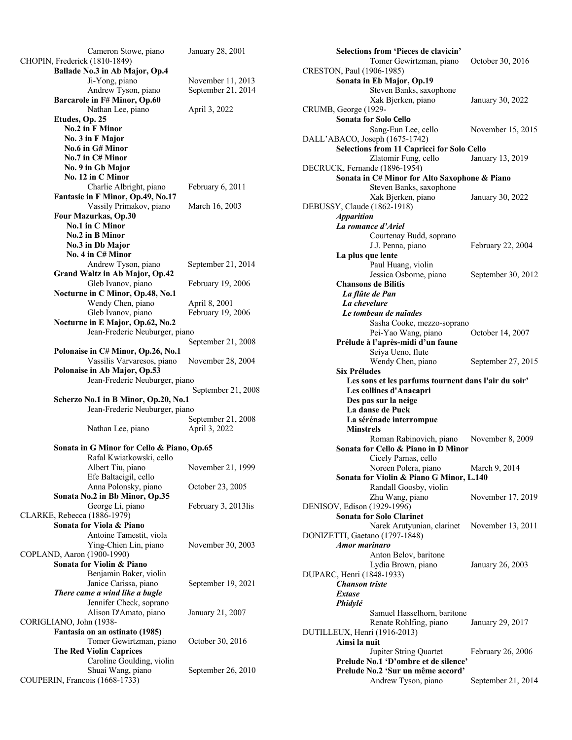Cameron Stowe, piano January 28, 2001

CHOPIN, Frederick (1810-1849)

**Ballade No.3 in Ab Major, Op.4**

Ji-Yong, piano November 11, 2013
Andrew Tyson, piano September 21, 2014

**Barcarole in F# Minor, Op.60**

Nathan Lee, piano April 3, 2022

**Etudes, Op. 25**

**No.2 in F Minor**
**No. 3 in F Major**
**No.6 in G# Minor**
**No.7 in C# Minor**
**No. 9 in Gb Major**
**No. 12 in C Minor**

Charlie Albright, piano February 6, 2011

**Fantasie in F Minor, Op.49, No.17**

Vassily Primakov, piano March 16, 2003

**Four Mazurkas, Op.30**

**No.1 in C Minor**
**No.2 in B Minor**
**No.3 in Db Major**
**No. 4 in C# Minor**

Andrew Tyson, piano September 21, 2014

**Grand Waltz in Ab Major, Op.42**

Gleb Ivanov, piano February 19, 2006

**Nocturne in C Minor, Op.48, No.1**

Wendy Chen, piano April 8, 2001
Gleb Ivanov, piano February 19, 2006

**Nocturne in E Major, Op.62, No.2**

Jean-Frederic Neuburger, piano September 21, 2008

**Polonaise in C# Minor, Op.26, No.1**

Vassilis Varvaresos, piano November 28, 2004

**Polonaise in Ab Major, Op.53**

Jean-Frederic Neuburger, piano September 21, 2008

**Scherzo No.1 in B Minor, Op.20, No.1**

Jean-Frederic Neuburger, piano September 21, 2008
Nathan Lee, piano April 3, 2022

**Sonata in G Minor for Cello & Piano, Op.65**

Rafal Kwiatkowski, cello
Albert Tiu, piano November 21, 1999
Efe Baltacigil, cello
Anna Polonsky, piano October 23, 2005

**Sonata No.2 in Bb Minor, Op.35**

George Li, piano February 3, 2013lis

CLARKE, Rebecca (1886-1979)

**Sonata for Viola & Piano**

Antoine Tamestit, viola
Ying-Chien Lin, piano November 30, 2003

COPLAND, Aaron (1900-1990)

**Sonata for Violin & Piano**

Benjamin Baker, violin
Janice Carissa, piano September 19, 2021

***There came a wind like a bugle***

Jennifer Check, soprano
Alison D'Amato, piano January 21, 2007

CORIGLIANO, John (1938-

**Fantasia on an ostinato (1985)**

Tomer Gewirtzman, piano October 30, 2016

**The Red Violin Caprices**

Caroline Goulding, violin
Shuai Wang, piano September 26, 2010

COUPERIN, Francois (1668-1733)

**Selections from 'Pieces de clavicin'**

Tomer Gewirtzman, piano October 30, 2016

CRESTON, Paul (1906-1985)

**Sonata in Eb Major, Op.19**

Steven Banks, saxophone
Xak Bjerken, piano January 30, 2022

CRUMB, George (1929-

**Sonata for Solo Cello**

Sang-Eun Lee, cello November 15, 2015

DALL'ABACO, Joseph (1675-1742)

**Selections from 11 Capricci for Solo Cello**

Zlatomir Fung, cello January 13, 2019

DECRUCK, Fernande (1896-1954)

**Sonata in C# Minor for Alto Saxophone & Piano**

Steven Banks, saxophone
Xak Bjerken, piano January 30, 2022

DEBUSSY, Claude (1862-1918)

***Apparition***
***La romance d'Ariel***

Courtenay Budd, soprano
J.J. Penna, piano February 22, 2004

**La plus que lente**

Paul Huang, violin
Jessica Osborne, piano September 30, 2012

**Chansons de Bilitis**

***La flûte de Pan***
***La chevelure***
***Le tombeau de naïades***

Sasha Cooke, mezzo-soprano
Pei-Yao Wang, piano October 14, 2007

**Prélude à l'après-midi d'un faune**

Seiya Ueno, flute
Wendy Chen, piano September 27, 2015

**Six Préludes**

**Les sons et les parfums tournent dans l'air du soir'**
**Les collines d'Anacapri**
**Des pas sur la neige**
**La danse de Puck**
**La sérénade interrompue**
**Minstrels**

Roman Rabinovich, piano November 8, 2009

**Sonata for Cello & Piano in D Minor**

Cicely Parnas, cello
Noreen Polera, piano March 9, 2014

**Sonata for Violin & Piano G Minor, L.140**

Randall Goosby, violin
Zhu Wang, piano November 17, 2019

DENISOV, Edison (1929-1996)

**Sonata for Solo Clarinet**

Narek Arutyunian, clarinet November 13, 2011

DONIZETTI, Gaetano (1797-1848)

***Amor marinaro***

Anton Belov, baritone
Lydia Brown, piano January 26, 2003

DUPARC, Henri (1848-1933)

***Chanson triste***
***Extase***
***Phidylé***

Samuel Hasselhorn, baritone
Renate Rohlfing, piano January 29, 2017

DUTILLEUX, Henri (1916-2013)

**Ainsi la nuit**

Jupiter String Quartet February 26, 2006

**Prelude No.1 'D'ombre et de silence'**
**Prelude No.2 'Sur un même accord'**

Andrew Tyson, piano September 21, 2014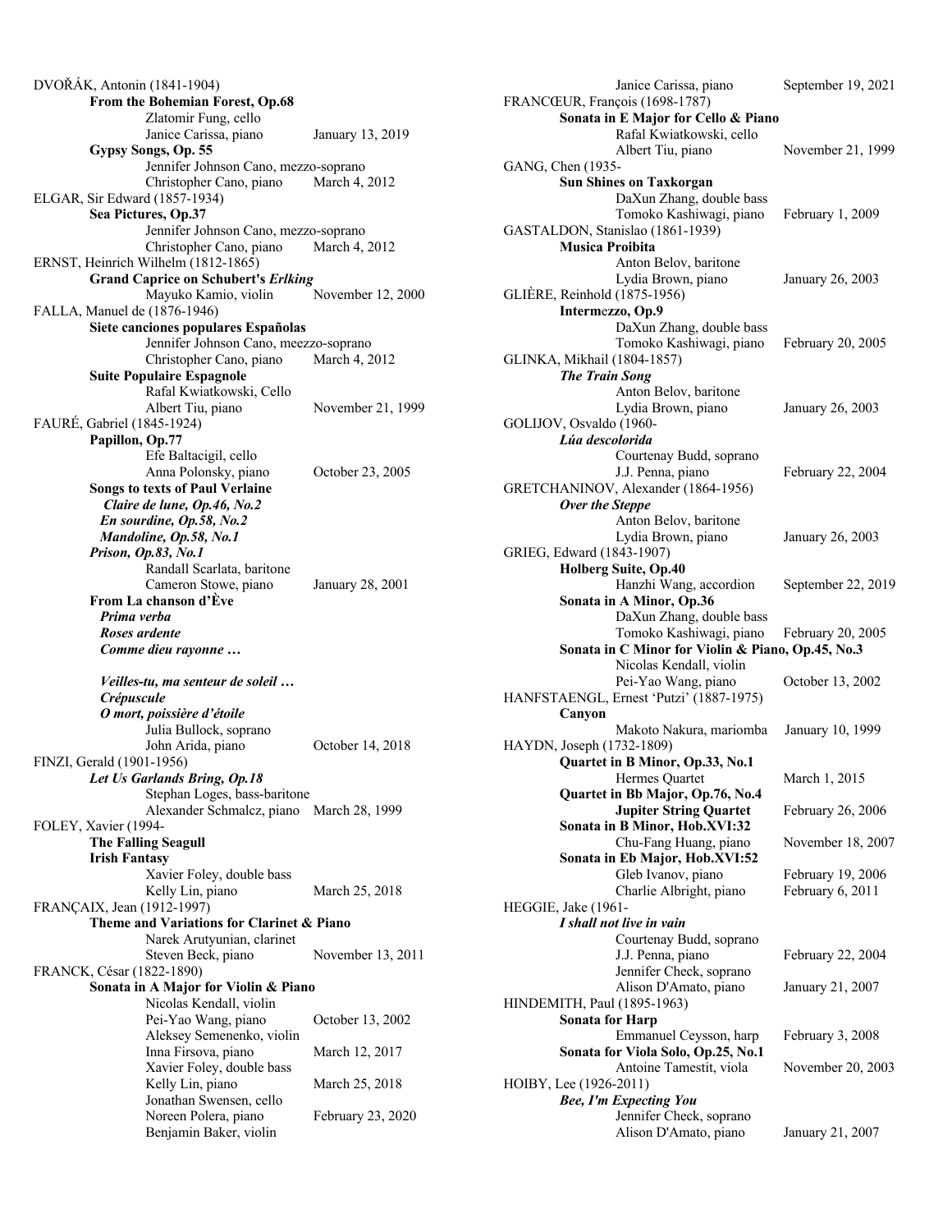DVOŘÁK, Antonin (1841-1904)

**From the Bohemian Forest, Op.68**
Zlatomir Fung, cello
Janice Carissa, piano January 13, 2019

**Gypsy Songs, Op. 55**
Jennifer Johnson Cano, mezzo-soprano
Christopher Cano, piano March 4, 2012

ELGAR, Sir Edward (1857-1934)

**Sea Pictures, Op.37**
Jennifer Johnson Cano, mezzo-soprano
Christopher Cano, piano March 4, 2012

ERNST, Heinrich Wilhelm (1812-1865)

**Grand Caprice on Schubert's *Erlking***
Mayuko Kamio, violin November 12, 2000

FALLA, Manuel de (1876-1946)

**Siete canciones populares Españolas**
Jennifer Johnson Cano, meezzo-soprano
Christopher Cano, piano March 4, 2012

**Suite Populaire Espagnole**
Rafal Kwiatkowski, Cello
Albert Tiu, piano November 21, 1999

FAURÉ, Gabriel (1845-1924)

**Papillon, Op.77**
Efe Baltacigil, cello
Anna Polonsky, piano October 23, 2005

**Songs to texts of Paul Verlaine**
***Claire de lune, Op.46, No.2***
***En sourdine, Op.58, No.2***
***Mandoline, Op.58, No.1***
***Prison, Op.83, No.1***
Randall Scarlata, baritone
Cameron Stowe, piano January 28, 2001

**From La chanson d'Ève**
***Prima verba***
***Roses ardente***
***Comme dieu rayonne …***

***Veilles-tu, ma senteur de soleil …***
***Crépuscule***
***O mort, poissière d'étoile***
Julia Bullock, soprano
John Arida, piano October 14, 2018

FINZI, Gerald (1901-1956)

***Let Us Garlands Bring, Op.18***
Stephan Loges, bass-baritone
Alexander Schmalcz, piano March 28, 1999

FOLEY, Xavier (1994-

**The Falling Seagull**
**Irish Fantasy**
Xavier Foley, double bass
Kelly Lin, piano March 25, 2018

FRANÇAIX, Jean (1912-1997)

**Theme and Variations for Clarinet & Piano**
Narek Arutyunian, clarinet
Steven Beck, piano November 13, 2011

FRANCK, César (1822-1890)

**Sonata in A Major for Violin & Piano**
Nicolas Kendall, violin
Pei-Yao Wang, piano October 13, 2002
Aleksey Semenenko, violin
Inna Firsova, piano March 12, 2017
Xavier Foley, double bass
Kelly Lin, piano March 25, 2018
Jonathan Swensen, cello
Noreen Polera, piano February 23, 2020
Benjamin Baker, violin
Janice Carissa, piano September 19, 2021

FRANCŒUR, François (1698-1787)

**Sonata in E Major for Cello & Piano**
Rafal Kwiatkowski, cello
Albert Tiu, piano November 21, 1999

GANG, Chen (1935-

**Sun Shines on Taxkorgan**
DaXun Zhang, double bass
Tomoko Kashiwagi, piano February 1, 2009

GASTALDON, Stanislao (1861-1939)

**Musica Proibita**
Anton Belov, baritone
Lydia Brown, piano January 26, 2003

GLIÈRE, Reinhold (1875-1956)

**Intermezzo, Op.9**
DaXun Zhang, double bass
Tomoko Kashiwagi, piano February 20, 2005

GLINKA, Mikhail (1804-1857)

***The Train Song***
Anton Belov, baritone
Lydia Brown, piano January 26, 2003

GOLIJOV, Osvaldo (1960-

***Lúa descolorida***
Courtenay Budd, soprano
J.J. Penna, piano February 22, 2004

GRETCHANINOV, Alexander (1864-1956)

***Over the Steppe***
Anton Belov, baritone
Lydia Brown, piano January 26, 2003

GRIEG, Edward (1843-1907)

**Holberg Suite, Op.40**
Hanzhi Wang, accordion September 22, 2019

**Sonata in A Minor, Op.36**
DaXun Zhang, double bass
Tomoko Kashiwagi, piano February 20, 2005

**Sonata in C Minor for Violin & Piano, Op.45, No.3**
Nicolas Kendall, violin
Pei-Yao Wang, piano October 13, 2002

HANFSTAENGL, Ernest 'Putzi' (1887-1975)

**Canyon**
Makoto Nakura, mariomba January 10, 1999

HAYDN, Joseph (1732-1809)

**Quartet in B Minor, Op.33, No.1**
Hermes Quartet March 1, 2015

**Quartet in Bb Major, Op.76, No.4**
**Jupiter String Quartet** February 26, 2006

**Sonata in B Minor, Hob.XVI:32**
Chu-Fang Huang, piano November 18, 2007

**Sonata in Eb Major, Hob.XVI:52**
Gleb Ivanov, piano February 19, 2006
Charlie Albright, piano February 6, 2011

HEGGIE, Jake (1961-

***I shall not live in vain***
Courtenay Budd, soprano
J.J. Penna, piano February 22, 2004
Jennifer Check, soprano
Alison D'Amato, piano January 21, 2007

HINDEMITH, Paul (1895-1963)

**Sonata for Harp**
Emmanuel Ceysson, harp February 3, 2008

**Sonata for Viola Solo, Op.25, No.1**
Antoine Tamestit, viola November 20, 2003

HOIBY, Lee (1926-2011)

***Bee, I'm Expecting You***
Jennifer Check, soprano
Alison D'Amato, piano January 21, 2007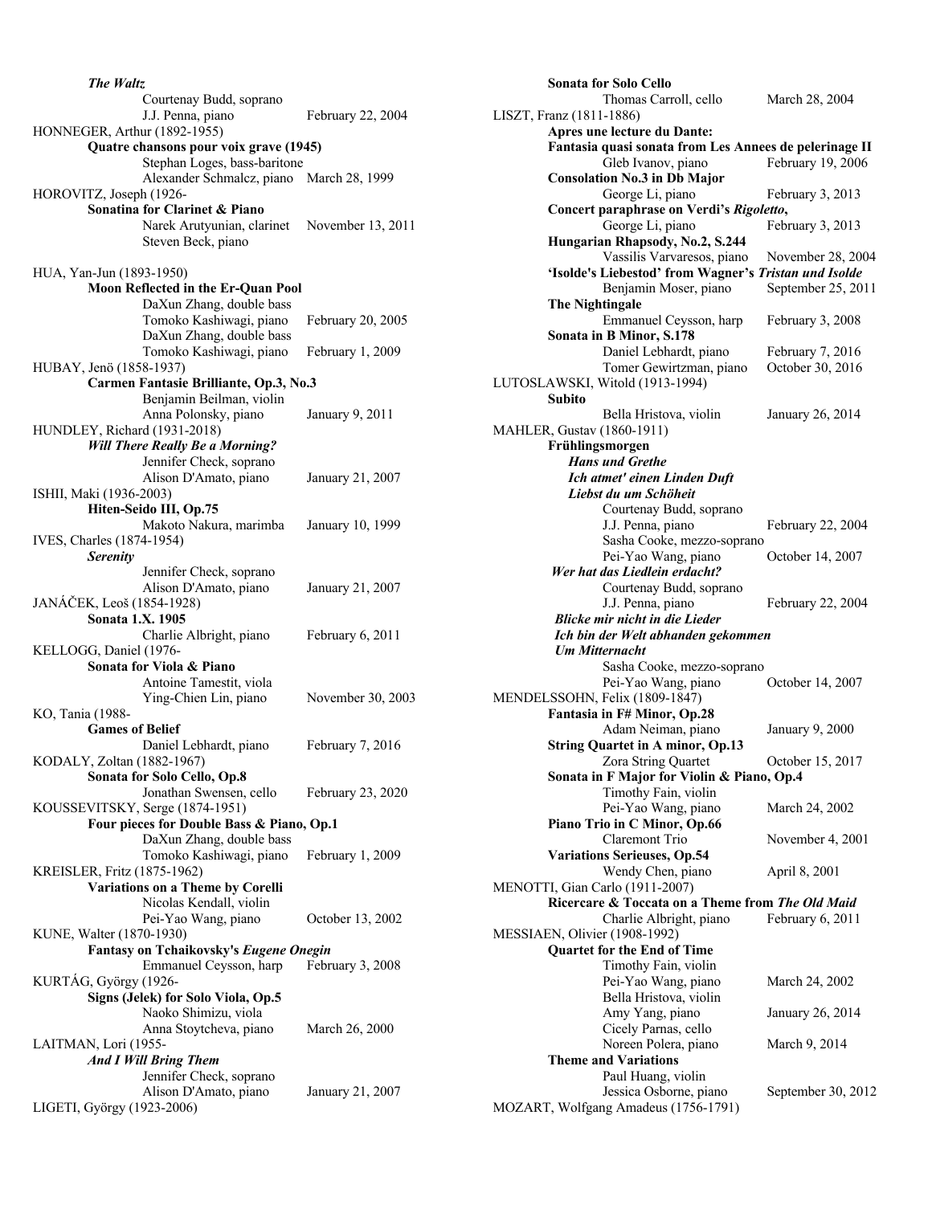***The Waltz***
Courtenay Budd, soprano
J.J. Penna, piano — February 22, 2004

HONNEGER, Arthur (1892-1955)
**Quatre chansons pour voix grave (1945)**
Stephan Loges, bass-baritone
Alexander Schmalcz, piano — March 28, 1999

HOROVITZ, Joseph (1926-
**Sonatina for Clarinet & Piano**
Narek Arutyunian, clarinet — November 13, 2011
Steven Beck, piano

HUA, Yan-Jun (1893-1950)
**Moon Reflected in the Er-Quan Pool**
DaXun Zhang, double bass
Tomoko Kashiwagi, piano — February 20, 2005
DaXun Zhang, double bass
Tomoko Kashiwagi, piano — February 1, 2009

HUBAY, Jenö (1858-1937)
**Carmen Fantasie Brilliante, Op.3, No.3**
Benjamin Beilman, violin
Anna Polonsky, piano — January 9, 2011

HUNDLEY, Richard (1931-2018)
***Will There Really Be a Morning?***
Jennifer Check, soprano
Alison D'Amato, piano — January 21, 2007

ISHII, Maki (1936-2003)
**Hiten-Seido III, Op.75**
Makoto Nakura, marimba — January 10, 1999

IVES, Charles (1874-1954)
***Serenity***
Jennifer Check, soprano
Alison D'Amato, piano — January 21, 2007

JANÁČEK, Leoš (1854-1928)
**Sonata 1.X. 1905**
Charlie Albright, piano — February 6, 2011

KELLOGG, Daniel (1976-
**Sonata for Viola & Piano**
Antoine Tamestit, viola
Ying-Chien Lin, piano — November 30, 2003

KO, Tania (1988-
**Games of Belief**
Daniel Lebhardt, piano — February 7, 2016

KODALY, Zoltan (1882-1967)
**Sonata for Solo Cello, Op.8**
Jonathan Swensen, cello — February 23, 2020

KOUSSEVITSKY, Serge (1874-1951)
**Four pieces for Double Bass & Piano, Op.1**
DaXun Zhang, double bass
Tomoko Kashiwagi, piano — February 1, 2009

KREISLER, Fritz (1875-1962)
**Variations on a Theme by Corelli**
Nicolas Kendall, violin
Pei-Yao Wang, piano — October 13, 2002

KUNE, Walter (1870-1930)
**Fantasy on Tchaikovsky's *Eugene Onegin***
Emmanuel Ceysson, harp — February 3, 2008

KURTÁG, György (1926-
**Signs (Jelek) for Solo Viola, Op.5**
Naoko Shimizu, viola
Anna Stoytcheva, piano — March 26, 2000

LAITMAN, Lori (1955-
***And I Will Bring Them***
Jennifer Check, soprano
Alison D'Amato, piano — January 21, 2007

LIGETI, György (1923-2006)
**Sonata for Solo Cello**
Thomas Carroll, cello — March 28, 2004

LISZT, Franz (1811-1886)
**Apres une lecture du Dante:**
**Fantasia quasi sonata from Les Annees de pelerinage II**
Gleb Ivanov, piano — February 19, 2006
**Consolation No.3 in Db Major**
George Li, piano — February 3, 2013
**Concert paraphrase on Verdi's *Rigoletto*,**
George Li, piano — February 3, 2013
**Hungarian Rhapsody, No.2, S.244**
Vassilis Varvaresos, piano — November 28, 2004
**'Isolde's Liebestod' from Wagner's *Tristan und Isolde***
Benjamin Moser, piano — September 25, 2011
**The Nightingale**
Emmanuel Ceysson, harp — February 3, 2008
**Sonata in B Minor, S.178**
Daniel Lebhardt, piano — February 7, 2016
Tomer Gewirtzman, piano — October 30, 2016

LUTOSLAWSKI, Witold (1913-1994)
**Subito**
Bella Hristova, violin — January 26, 2014

MAHLER, Gustav (1860-1911)
**Frühlingsmorgen**
***Hans und Grethe***
***Ich atmet' einen Linden Duft***
***Liebst du um Schöheit***
Courtenay Budd, soprano
J.J. Penna, piano — February 22, 2004
Sasha Cooke, mezzo-soprano
Pei-Yao Wang, piano — October 14, 2007
***Wer hat das Liedlein erdacht?***
Courtenay Budd, soprano
J.J. Penna, piano — February 22, 2004
***Blicke mir nicht in die Lieder***
***Ich bin der Welt abhanden gekommen***
***Um Mitternacht***
Sasha Cooke, mezzo-soprano
Pei-Yao Wang, piano — October 14, 2007

MENDELSSOHN, Felix (1809-1847)
**Fantasia in F# Minor, Op.28**
Adam Neiman, piano — January 9, 2000
**String Quartet in A minor, Op.13**
Zora String Quartet — October 15, 2017
**Sonata in F Major for Violin & Piano, Op.4**
Timothy Fain, violin
Pei-Yao Wang, piano — March 24, 2002
**Piano Trio in C Minor, Op.66**
Claremont Trio — November 4, 2001
**Variations Serieuses, Op.54**
Wendy Chen, piano — April 8, 2001

MENOTTI, Gian Carlo (1911-2007)
**Ricercare & Toccata on a Theme from *The Old Maid***
Charlie Albright, piano — February 6, 2011

MESSIAEN, Olivier (1908-1992)
**Quartet for the End of Time**
Timothy Fain, violin
Pei-Yao Wang, piano — March 24, 2002
Bella Hristova, violin
Amy Yang, piano — January 26, 2014
Cicely Parnas, cello
Noreen Polera, piano — March 9, 2014
**Theme and Variations**
Paul Huang, violin
Jessica Osborne, piano — September 30, 2012

MOZART, Wolfgang Amadeus (1756-1791)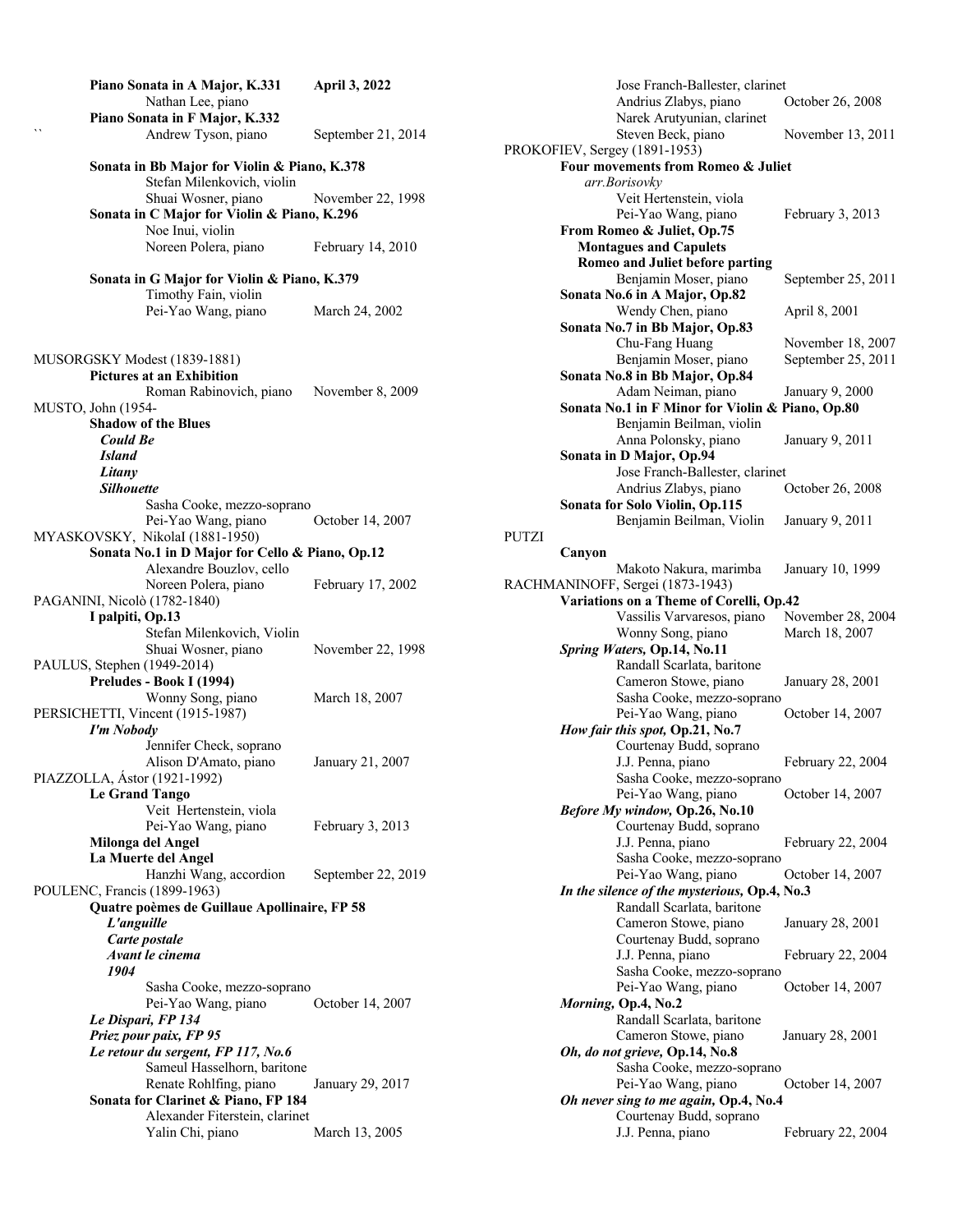**Piano Sonata in A Major, K.331** **April 3, 2022**
Nathan Lee, piano
**Piano Sonata in F Major, K.332**
`` Andrew Tyson, piano September 21, 2014

**Sonata in Bb Major for Violin & Piano, K.378**
Stefan Milenkovich, violin
Shuai Wosner, piano November 22, 1998
**Sonata in C Major for Violin & Piano, K.296**
Noe Inui, violin
Noreen Polera, piano February 14, 2010

**Sonata in G Major for Violin & Piano, K.379**
Timothy Fain, violin
Pei-Yao Wang, piano March 24, 2002

MUSORGSKY Modest (1839-1881)
**Pictures at an Exhibition**
Roman Rabinovich, piano November 8, 2009
MUSTO, John (1954-
**Shadow of the Blues**
***Could Be***
***Island***
***Litany***
***Silhouette***
Sasha Cooke, mezzo-soprano
Pei-Yao Wang, piano October 14, 2007
MYASKOVSKY, NikolaI (1881-1950)
**Sonata No.1 in D Major for Cello & Piano, Op.12**
Alexandre Bouzlov, cello
Noreen Polera, piano February 17, 2002
PAGANINI, Nicolò (1782-1840)
**I palpiti, Op.13**
Stefan Milenkovich, Violin
Shuai Wosner, piano November 22, 1998
PAULUS, Stephen (1949-2014)
**Preludes - Book I (1994)**
Wonny Song, piano March 18, 2007
PERSICHETTI, Vincent (1915-1987)
***I'm Nobody***
Jennifer Check, soprano
Alison D'Amato, piano January 21, 2007
PIAZZOLLA, Ástor (1921-1992)
**Le Grand Tango**
Veit Hertenstein, viola
Pei-Yao Wang, piano February 3, 2013
**Milonga del Angel**
**La Muerte del Angel**
Hanzhi Wang, accordion September 22, 2019
POULENC, Francis (1899-1963)
**Quatre poèmes de Guillaue Apollinaire, FP 58**
***L'anguille***
***Carte postale***
***Avant le cinema***
***1904***
Sasha Cooke, mezzo-soprano
Pei-Yao Wang, piano October 14, 2007
***Le Dispari, FP 134***
***Priez pour paix, FP 95***
***Le retour du sergent, FP 117, No.6***
Sameul Hasselhorn, baritone
Renate Rohlfing, piano January 29, 2017
**Sonata for Clarinet & Piano, FP 184**
Alexander Fiterstein, clarinet
Yalin Chi, piano March 13, 2005

Jose Franch-Ballester, clarinet
Andrius Zlabys, piano October 26, 2008
Narek Arutyunian, clarinet
Steven Beck, piano November 13, 2011
PROKOFIEV, Sergey (1891-1953)
**Four movements from Romeo & Juliet**
*arr.Borisovky*
Veit Hertenstein, viola
Pei-Yao Wang, piano February 3, 2013
**From Romeo & Juliet, Op.75**
**Montagues and Capulets**
**Romeo and Juliet before parting**
Benjamin Moser, piano September 25, 2011
**Sonata No.6 in A Major, Op.82**
Wendy Chen, piano April 8, 2001
**Sonata No.7 in Bb Major, Op.83**
Chu-Fang Huang November 18, 2007
Benjamin Moser, piano September 25, 2011
**Sonata No.8 in Bb Major, Op.84**
Adam Neiman, piano January 9, 2000
**Sonata No.1 in F Minor for Violin & Piano, Op.80**
Benjamin Beilman, violin
Anna Polonsky, piano January 9, 2011
**Sonata in D Major, Op.94**
Jose Franch-Ballester, clarinet
Andrius Zlabys, piano October 26, 2008
**Sonata for Solo Violin, Op.115**
Benjamin Beilman, Violin January 9, 2011
PUTZI
**Canyon**
Makoto Nakura, marimba January 10, 1999
RACHMANINOFF, Sergei (1873-1943)
**Variations on a Theme of Corelli, Op.42**
Vassilis Varvaresos, piano November 28, 2004
Wonny Song, piano March 18, 2007
***Spring Waters,* Op.14, No.11**
Randall Scarlata, baritone
Cameron Stowe, piano January 28, 2001
Sasha Cooke, mezzo-soprano
Pei-Yao Wang, piano October 14, 2007
***How fair this spot,* Op.21, No.7**
Courtenay Budd, soprano
J.J. Penna, piano February 22, 2004
Sasha Cooke, mezzo-soprano
Pei-Yao Wang, piano October 14, 2007
***Before My window,* Op.26, No.10**
Courtenay Budd, soprano
J.J. Penna, piano February 22, 2004
Sasha Cooke, mezzo-soprano
Pei-Yao Wang, piano October 14, 2007
***In the silence of the mysterious,* Op.4, No.3**
Randall Scarlata, baritone
Cameron Stowe, piano January 28, 2001
Courtenay Budd, soprano
J.J. Penna, piano February 22, 2004
Sasha Cooke, mezzo-soprano
Pei-Yao Wang, piano October 14, 2007
***Morning,* Op.4, No.2**
Randall Scarlata, baritone
Cameron Stowe, piano January 28, 2001
***Oh, do not grieve,* Op.14, No.8**
Sasha Cooke, mezzo-soprano
Pei-Yao Wang, piano October 14, 2007
***Oh never sing to me again,* Op.4, No.4**
Courtenay Budd, soprano
J.J. Penna, piano February 22, 2004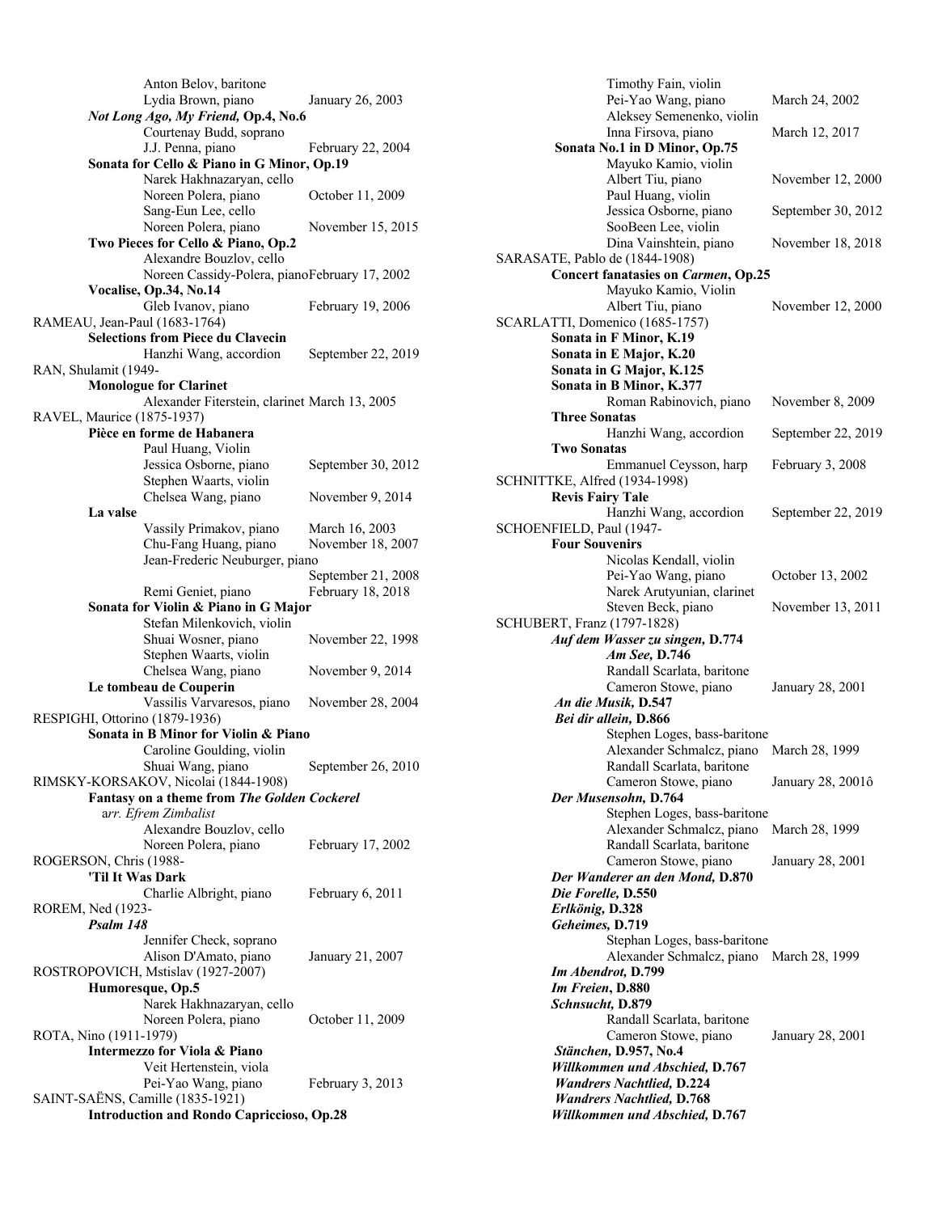Anton Belov, baritone
Lydia Brown, piano January 26, 2003

***Not Long Ago, My Friend,* Op.4, No.6**
Courtenay Budd, soprano
J.J. Penna, piano February 22, 2004

**Sonata for Cello & Piano in G Minor, Op.19**
Narek Hakhnazaryan, cello
Noreen Polera, piano October 11, 2009
Sang-Eun Lee, cello
Noreen Polera, piano November 15, 2015

**Two Pieces for Cello & Piano, Op.2**
Alexandre Bouzlov, cello
Noreen Cassidy-Polera, piano February 17, 2002

**Vocalise, Op.34, No.14**
Gleb Ivanov, piano February 19, 2006

RAMEAU, Jean-Paul (1683-1764)

**Selections from Piece du Clavecin**
Hanzhi Wang, accordion September 22, 2019

RAN, Shulamit (1949-

**Monologue for Clarinet**
Alexander Fiterstein, clarinet March 13, 2005

RAVEL, Maurice (1875-1937)

**Pièce en forme de Habanera**
Paul Huang, Violin
Jessica Osborne, piano September 30, 2012
Stephen Waarts, violin
Chelsea Wang, piano November 9, 2014

**La valse**
Vassily Primakov, piano March 16, 2003
Chu-Fang Huang, piano November 18, 2007
Jean-Frederic Neuburger, piano September 21, 2008
Remi Geniet, piano February 18, 2018

**Sonata for Violin & Piano in G Major**
Stefan Milenkovich, violin
Shuai Wosner, piano November 22, 1998
Stephen Waarts, violin
Chelsea Wang, piano November 9, 2014

**Le tombeau de Couperin**
Vassilis Varvaresos, piano November 28, 2004

RESPIGHI, Ottorino (1879-1936)

**Sonata in B Minor for Violin & Piano**
Caroline Goulding, violin
Shuai Wang, piano September 26, 2010

RIMSKY-KORSAKOV, Nicolai (1844-1908)

**Fantasy on a theme from *The Golden Cockerel***
*arr. Efrem Zimbalist*
Alexandre Bouzlov, cello
Noreen Polera, piano February 17, 2002

ROGERSON, Chris (1988-

**'Til It Was Dark**
Charlie Albright, piano February 6, 2011

ROREM, Ned (1923-

***Psalm 148***
Jennifer Check, soprano
Alison D'Amato, piano January 21, 2007

ROSTROPOVICH, Mstislav (1927-2007)

**Humoresque, Op.5**
Narek Hakhnazaryan, cello
Noreen Polera, piano October 11, 2009

ROTA, Nino (1911-1979)

**Intermezzo for Viola & Piano**
Veit Hertenstein, viola
Pei-Yao Wang, piano February 3, 2013

SAINT-SAËNS, Camille (1835-1921)

**Introduction and Rondo Capriccioso, Op.28**
Timothy Fain, violin
Pei-Yao Wang, piano March 24, 2002
Aleksey Semenenko, violin
Inna Firsova, piano March 12, 2017

**Sonata No.1 in D Minor, Op.75**
Mayuko Kamio, violin
Albert Tiu, piano November 12, 2000
Paul Huang, violin
Jessica Osborne, piano September 30, 2012
SooBeen Lee, violin
Dina Vainshtein, piano November 18, 2018

SARASATE, Pablo de (1844-1908)

**Concert fanatasies on *Carmen*, Op.25**
Mayuko Kamio, Violin
Albert Tiu, piano November 12, 2000

SCARLATTI, Domenico (1685-1757)

**Sonata in F Minor, K.19**
**Sonata in E Major, K.20**
**Sonata in G Major, K.125**
**Sonata in B Minor, K.377**
Roman Rabinovich, piano November 8, 2009

**Three Sonatas**
Hanzhi Wang, accordion September 22, 2019

**Two Sonatas**
Emmanuel Ceysson, harp February 3, 2008

SCHNITTKE, Alfred (1934-1998)

**Revis Fairy Tale**
Hanzhi Wang, accordion September 22, 2019

SCHOENFIELD, Paul (1947-

**Four Souvenirs**
Nicolas Kendall, violin
Pei-Yao Wang, piano October 13, 2002
Narek Arutyunian, clarinet
Steven Beck, piano November 13, 2011

SCHUBERT, Franz (1797-1828)

***Auf dem Wasser zu singen,* D.774**
***Am See,* D.746**
Randall Scarlata, baritone
Cameron Stowe, piano January 28, 2001

***An die Musik,* D.547**
***Bei dir allein,* D.866**
Stephen Loges, bass-baritone
Alexander Schmalcz, piano March 28, 1999
Randall Scarlata, baritone
Cameron Stowe, piano January 28, 2001ô

***Der Musensohn,* D.764**
Stephen Loges, bass-baritone
Alexander Schmalcz, piano March 28, 1999
Randall Scarlata, baritone
Cameron Stowe, piano January 28, 2001

***Der Wanderer an den Mond,* D.870**
***Die Forelle,* D.550**
***Erlkönig,* D.328**
***Geheimes,* D.719**
Stephan Loges, bass-baritone
Alexander Schmalcz, piano March 28, 1999

***Im Abendrot,* D.799**
***Im Freien*, D.880**
***Schnsucht,* D.879**
Randall Scarlata, baritone
Cameron Stowe, piano January 28, 2001

***Stänchen,* D.957, No.4**
***Willkommen und Abschied,* D.767**
***Wandrers Nachtlied,* D.224**
***Wandrers Nachtlied,* D.768**
***Willkommen und Abschied,* D.767**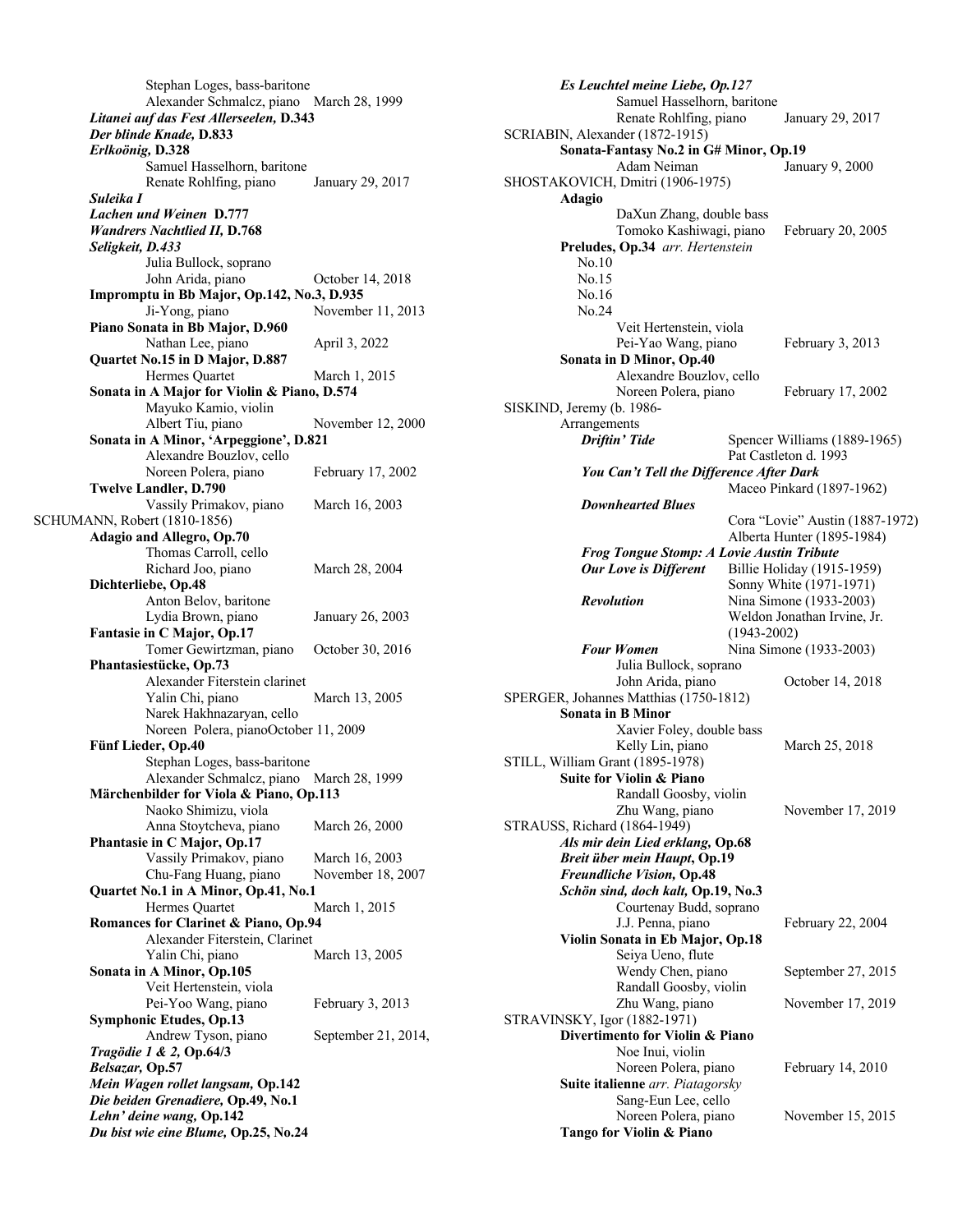Stephan Loges, bass-baritone
Alexander Schmalcz, piano March 28, 1999

***Litanei auf das Fest Allerseelen,* D.343**
***Der blinde Knade,* D.833**
***Erlkoönig,* D.328**
Samuel Hasselhorn, baritone
Renate Rohlfing, piano January 29, 2017

***Suleika I***
***Lachen und Weinen* D.777**
***Wandrers Nachtlied II,* D.768**
***Seligkeit, D.433***
Julia Bullock, soprano
John Arida, piano October 14, 2018

**Impromptu in Bb Major, Op.142, No.3, D.935**
Ji-Yong, piano November 11, 2013

**Piano Sonata in Bb Major, D.960**
Nathan Lee, piano April 3, 2022

**Quartet No.15 in D Major, D.887**
Hermes Quartet March 1, 2015

**Sonata in A Major for Violin & Piano, D.574**
Mayuko Kamio, violin
Albert Tiu, piano November 12, 2000

**Sonata in A Minor, 'Arpeggione', D.821**
Alexandre Bouzlov, cello
Noreen Polera, piano February 17, 2002

**Twelve Landler, D.790**
Vassily Primakov, piano March 16, 2003

SCHUMANN, Robert (1810-1856)

**Adagio and Allegro, Op.70**
Thomas Carroll, cello
Richard Joo, piano March 28, 2004

**Dichterliebe, Op.48**
Anton Belov, baritone
Lydia Brown, piano January 26, 2003

**Fantasie in C Major, Op.17**
Tomer Gewirtzman, piano October 30, 2016

**Phantasiestücke, Op.73**
Alexander Fiterstein clarinet
Yalin Chi, piano March 13, 2005
Narek Hakhnazaryan, cello
Noreen Polera, pianoOctober 11, 2009

**Fünf Lieder, Op.40**
Stephan Loges, bass-baritone
Alexander Schmalcz, piano March 28, 1999

**Märchenbilder for Viola & Piano, Op.113**
Naoko Shimizu, viola
Anna Stoytcheva, piano March 26, 2000

**Phantasie in C Major, Op.17**
Vassily Primakov, piano March 16, 2003
Chu-Fang Huang, piano November 18, 2007

**Quartet No.1 in A Minor, Op.41, No.1**
Hermes Quartet March 1, 2015

**Romances for Clarinet & Piano, Op.94**
Alexander Fiterstein, Clarinet
Yalin Chi, piano March 13, 2005

**Sonata in A Minor, Op.105**
Veit Hertenstein, viola
Pei-Yoo Wang, piano February 3, 2013

**Symphonic Etudes, Op.13**
Andrew Tyson, piano September 21, 2014,

***Tragödie 1 & 2,* Op.64/3**
***Belsazar,* Op.57**
***Mein Wagen rollet langsam,* Op.142**
***Die beiden Grenadiere,* Op.49, No.1**
***Lehn' deine wang,* Op.142**
***Du bist wie eine Blume,* Op.25, No.24**
***Es Leuchtel meine Liebe, Op.127***
Samuel Hasselhorn, baritone
Renate Rohlfing, piano January 29, 2017

SCRIABIN, Alexander (1872-1915)

**Sonata-Fantasy No.2 in G# Minor, Op.19**
Adam Neiman January 9, 2000

SHOSTAKOVICH, Dmitri (1906-1975)

**Adagio**
DaXun Zhang, double bass
Tomoko Kashiwagi, piano February 20, 2005

**Preludes, Op.34** *arr. Hertenstein*
No.10
No.15
No.16
No.24
Veit Hertenstein, viola
Pei-Yao Wang, piano February 3, 2013

**Sonata in D Minor, Op.40**
Alexandre Bouzlov, cello
Noreen Polera, piano February 17, 2002

SISKIND, Jeremy (b. 1986-

Arrangements
***Driftin' Tide*** Spencer Williams (1889-1965)
Pat Castleton d. 1993
***You Can't Tell the Difference After Dark***
Maceo Pinkard (1897-1962)
***Downhearted Blues***
Cora "Lovie" Austin (1887-1972)
Alberta Hunter (1895-1984)
***Frog Tongue Stomp: A Lovie Austin Tribute***
***Our Love is Different*** Billie Holiday (1915-1959)
Sonny White (1971-1971)
***Revolution*** Nina Simone (1933-2003)
Weldon Jonathan Irvine, Jr.
(1943-2002)
***Four Women*** Nina Simone (1933-2003)
Julia Bullock, soprano
John Arida, piano October 14, 2018

SPERGER, Johannes Matthias (1750-1812)

**Sonata in B Minor**
Xavier Foley, double bass
Kelly Lin, piano March 25, 2018

STILL, William Grant (1895-1978)

**Suite for Violin & Piano**
Randall Goosby, violin
Zhu Wang, piano November 17, 2019

STRAUSS, Richard (1864-1949)

***Als mir dein Lied erklang,* Op.68**
***Breit über mein Haupt*, Op.19**
***Freundliche Vision,* Op.48**
***Schön sind, doch kalt,* Op.19, No.3**
Courtenay Budd, soprano
J.J. Penna, piano February 22, 2004

**Violin Sonata in Eb Major, Op.18**
Seiya Ueno, flute
Wendy Chen, piano September 27, 2015
Randall Goosby, violin
Zhu Wang, piano November 17, 2019

STRAVINSKY, Igor (1882-1971)

**Divertimento for Violin & Piano**
Noe Inui, violin
Noreen Polera, piano February 14, 2010

**Suite italienne** *arr. Piatagorsky*
Sang-Eun Lee, cello
Noreen Polera, piano November 15, 2015

**Tango for Violin & Piano**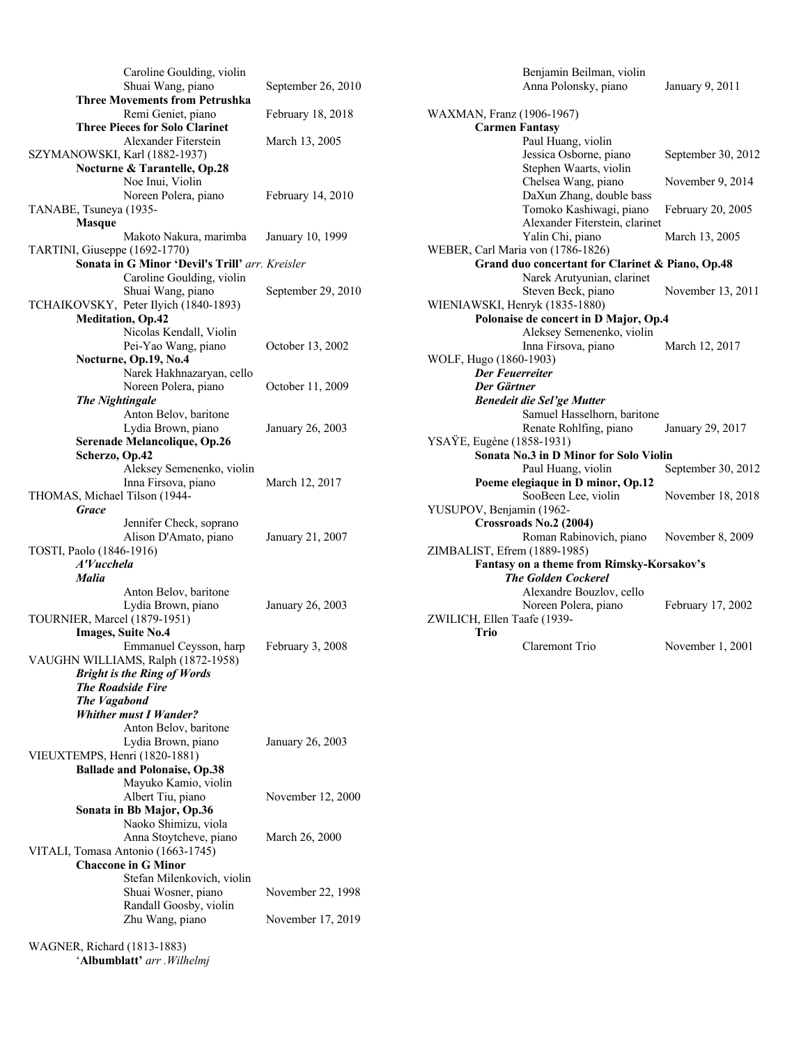Caroline Goulding, violin
Shuai Wang, piano — September 26, 2010

**Three Movements from Petrushka**
Remi Geniet, piano — February 18, 2018

**Three Pieces for Solo Clarinet**
Alexander Fiterstein — March 13, 2005

SZYMANOWSKI, Karl (1882-1937)

**Nocturne & Tarantelle, Op.28**
Noe Inui, Violin
Noreen Polera, piano — February 14, 2010

TANABE, Tsuneya (1935-

**Masque**
Makoto Nakura, marimba — January 10, 1999

TARTINI, Giuseppe (1692-1770)

**Sonata in G Minor 'Devil's Trill'** *arr. Kreisler*
Caroline Goulding, violin
Shuai Wang, piano — September 29, 2010

TCHAIKOVSKY, Peter Ilyich (1840-1893)

**Meditation, Op.42**
Nicolas Kendall, Violin
Pei-Yao Wang, piano — October 13, 2002

**Nocturne, Op.19, No.4**
Narek Hakhnazaryan, cello
Noreen Polera, piano — October 11, 2009

***The Nightingale***
Anton Belov, baritone
Lydia Brown, piano — January 26, 2003

**Serenade Melancolique, Op.26**
**Scherzo, Op.42**
Aleksey Semenenko, violin
Inna Firsova, piano — March 12, 2017

THOMAS, Michael Tilson (1944-

***Grace***
Jennifer Check, soprano
Alison D'Amato, piano — January 21, 2007

TOSTI, Paolo (1846-1916)

***A'Vucchela***
***Malia***
Anton Belov, baritone
Lydia Brown, piano — January 26, 2003

TOURNIER, Marcel (1879-1951)

**Images, Suite No.4**
Emmanuel Ceysson, harp — February 3, 2008

VAUGHN WILLIAMS, Ralph (1872-1958)

***Bright is the Ring of Words***
***The Roadside Fire***
***The Vagabond***
***Whither must I Wander?***
Anton Belov, baritone
Lydia Brown, piano — January 26, 2003

VIEUXTEMPS, Henri (1820-1881)

**Ballade and Polonaise, Op.38**
Mayuko Kamio, violin
Albert Tiu, piano — November 12, 2000

**Sonata in Bb Major, Op.36**
Naoko Shimizu, viola
Anna Stoytcheve, piano — March 26, 2000

VITALI, Tomasa Antonio (1663-1745)

**Chaccone in G Minor**
Stefan Milenkovich, violin
Shuai Wosner, piano — November 22, 1998
Randall Goosby, violin
Zhu Wang, piano — November 17, 2019

WAGNER, Richard (1813-1883)

'**Albumblatt'** *arr .Wilhelmj*
Benjamin Beilman, violin
Anna Polonsky, piano — January 9, 2011

WAXMAN, Franz (1906-1967)

**Carmen Fantasy**
Paul Huang, violin
Jessica Osborne, piano — September 30, 2012
Stephen Waarts, violin
Chelsea Wang, piano — November 9, 2014
DaXun Zhang, double bass
Tomoko Kashiwagi, piano — February 20, 2005
Alexander Fiterstein, clarinet
Yalin Chi, piano — March 13, 2005

WEBER, Carl Maria von (1786-1826)

**Grand duo concertant for Clarinet & Piano, Op.48**
Narek Arutyunian, clarinet
Steven Beck, piano — November 13, 2011

WIENIAWSKI, Henryk (1835-1880)

**Polonaise de concert in D Major, Op.4**
Aleksey Semenenko, violin
Inna Firsova, piano — March 12, 2017

WOLF, Hugo (1860-1903)

***Der Feuerreiter***
***Der Gärtner***
***Benedeit die Sel'ge Mutter***
Samuel Hasselhorn, baritone
Renate Rohlfing, piano — January 29, 2017

YSAŸE, Eugène (1858-1931)

**Sonata No.3 in D Minor for Solo Violin**
Paul Huang, violin — September 30, 2012

**Poeme elegiaque in D minor, Op.12**
SooBeen Lee, violin — November 18, 2018

YUSUPOV, Benjamin (1962-

**Crossroads No.2 (2004)**
Roman Rabinovich, piano — November 8, 2009

ZIMBALIST, Efrem (1889-1985)

**Fantasy on a theme from Rimsky-Korsakov's *The Golden Cockerel***
Alexandre Bouzlov, cello
Noreen Polera, piano — February 17, 2002

ZWILICH, Ellen Taafe (1939-

**Trio**
Claremont Trio — November 1, 2001